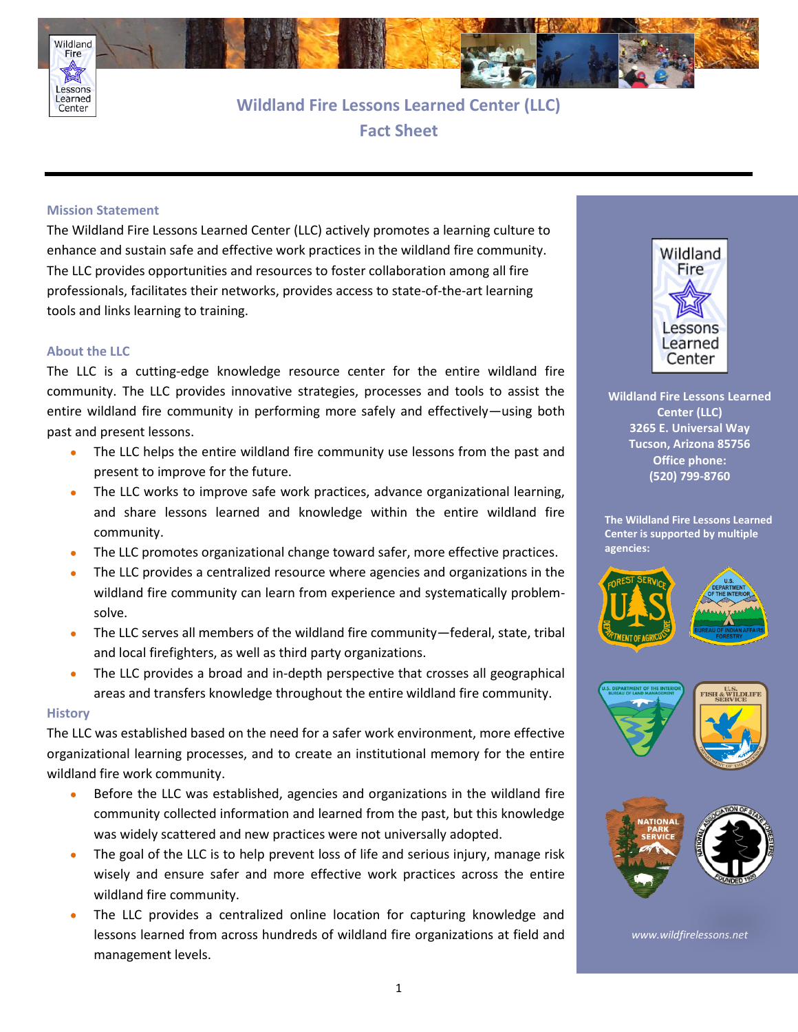# Wildland Fire Lessons Learned Center (LLC) Fact Sheet

## Mission Statement

The Wildland Fire Lessons Learned Center (LLC) actively promotes a learning culture to enhance and sustain safe and effective work practices in the wildland fire community. The LLC provides opportunities and resources to foster collaboration among all fire professionals, facilitates their networks, provides access to state-of-the-art learning tools and links learning to training.

## About the LLC

The LLC is a cutting-edge knowledge resource center for the entire wildland fire community. The LLC provides innovative strategies, processes and tools to assist the entire wildland fire community in performing more safely and effectively—using both past and present lessons.

- The LLC helps the entire wildland fire community use lessons from the past and present to improve for the future.
- The LLC works to improve safe work practices, advance organizational learning, and share lessons learned and knowledge within the entire wildland fire community.
- The LLC promotes organizational change toward safer, more effective practices.
- The LLC provides a centralized resource where agencies and organizations in the wildland fire community can learn from experience and systematically problem-solve.
- The LLC serves all members of the wildland fire community—federal, state, tribal and local firefighters, as well as third party organizations.
- The LLC provides a broad and in-depth perspective that crosses all geographical areas and transfers knowledge throughout the entire wildland fire community.

## History

The LLC was established based on the need for a safer work environment, more effective organizational learning processes, and to create an institutional memory for the entire wildland fire work community.

- Before the LLC was established, agencies and organizations in the wildland fire community collected information and learned from the past, but this knowledge was widely scattered and new practices were not universally adopted.
- The goal of the LLC is to help prevent loss of life and serious injury, manage risk wisely and ensure safer and more effective work practices across the entire wildland fire community.
- The LLC provides a centralized online location for capturing knowledge and lessons learned from across hundreds of wildland fire organizations at field and management levels.

**Wildland Fire Lessons Learned Center (LLC)**
**3265 E. Universal Way**
**Tucson, Arizona 85756**
**Office phone:**
**(520) 799-8760**

**The Wildland Fire Lessons Learned Center is supported by multiple agencies:**

*www.wildfirelessons.net*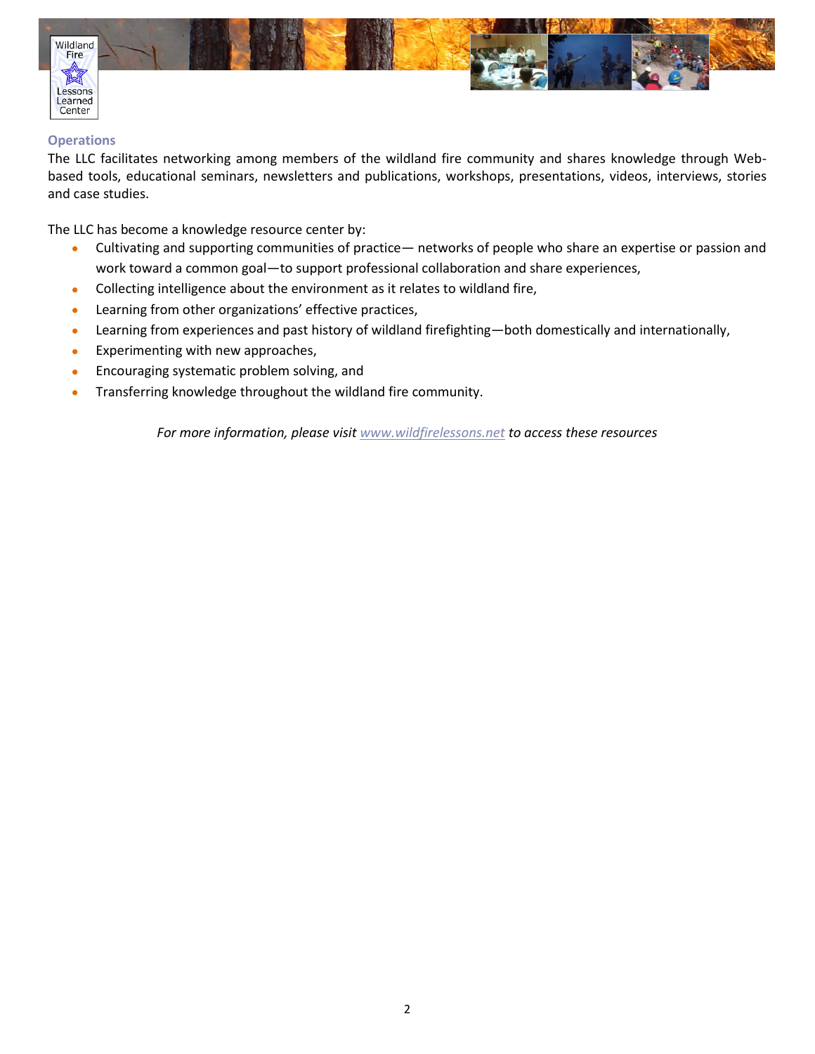### Operations

The LLC facilitates networking among members of the wildland fire community and shares knowledge through Web-based tools, educational seminars, newsletters and publications, workshops, presentations, videos, interviews, stories and case studies.

The LLC has become a knowledge resource center by:

- Cultivating and supporting communities of practice— networks of people who share an expertise or passion and work toward a common goal—to support professional collaboration and share experiences,
- Collecting intelligence about the environment as it relates to wildland fire,
- Learning from other organizations' effective practices,
- Learning from experiences and past history of wildland firefighting—both domestically and internationally,
- Experimenting with new approaches,
- Encouraging systematic problem solving, and
- Transferring knowledge throughout the wildland fire community.

*For more information, please visit [www.wildfirelessons.net](http://www.wildfirelessons.net) to access these resources*